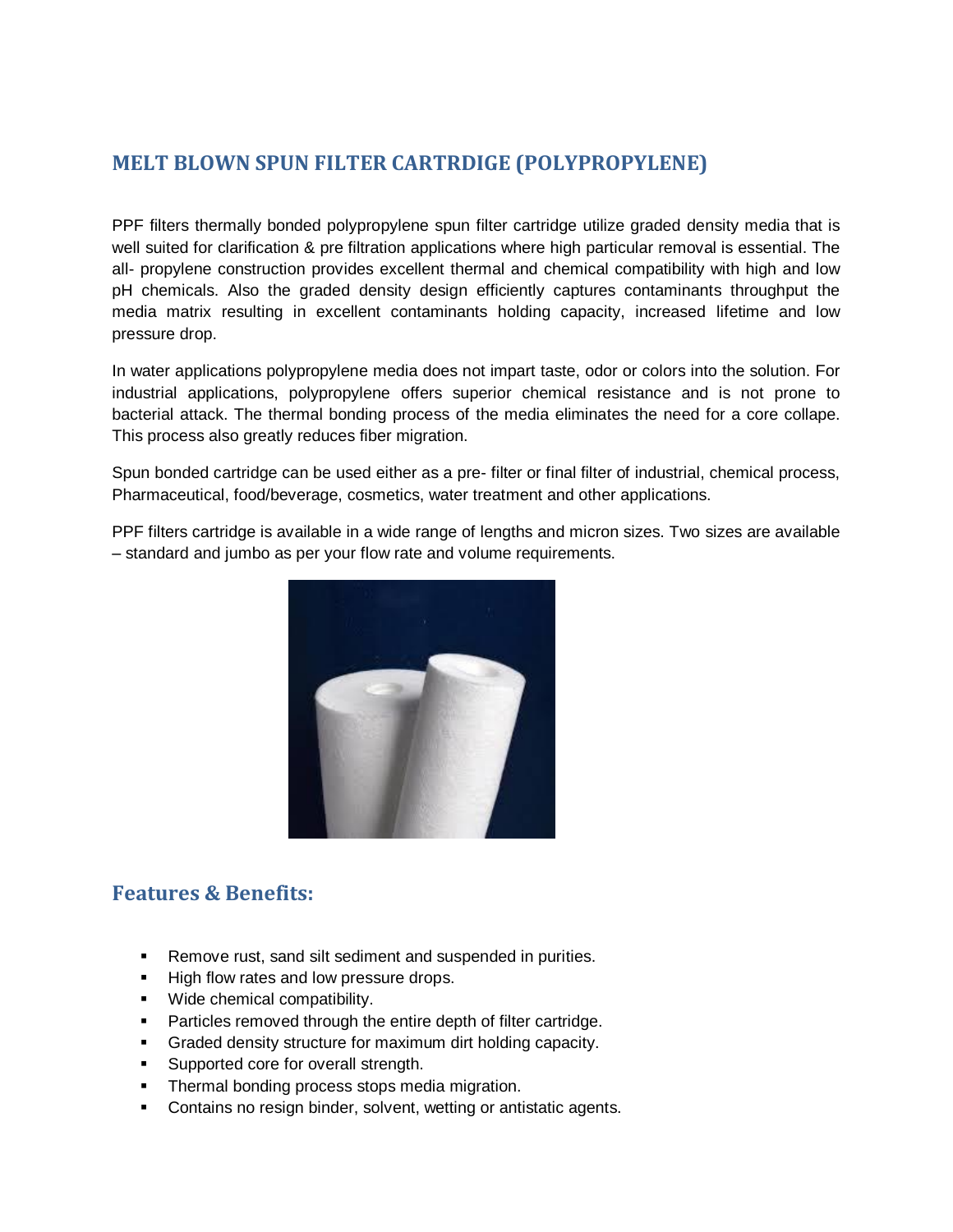## MELT BLOWN SPUN FILTER CARTRDIGE (POLYPROPYLENE)

PPF filters thermally bonded polypropylene spun filter cartridge utilize graded density media that is well suited for clarification & pre filtration applications where high particular removal is essential. The all- propylene construction provides excellent thermal and chemical compatibility with high and low pH chemicals. Also the graded density design efficiently captures contaminants throughput the media matrix resulting in excellent contaminants holding capacity, increased lifetime and low pressure drop.

In water applications polypropylene media does not impart taste, odor or colors into the solution. For industrial applications, polypropylene offers superior chemical resistance and is not prone to bacterial attack. The thermal bonding process of the media eliminates the need for a core collape. This process also greatly reduces fiber migration.

Spun bonded cartridge can be used either as a pre- filter or final filter of industrial, chemical process, Pharmaceutical, food/beverage, cosmetics, water treatment and other applications.

PPF filters cartridge is available in a wide range of lengths and micron sizes. Two sizes are available – standard and jumbo as per your flow rate and volume requirements.

## Features & Benefits:

- Remove rust, sand silt sediment and suspended in purities.
- High flow rates and low pressure drops.
- Wide chemical compatibility.
- Particles removed through the entire depth of filter cartridge.
- Graded density structure for maximum dirt holding capacity.
- Supported core for overall strength.
- Thermal bonding process stops media migration.
- Contains no resign binder, solvent, wetting or antistatic agents.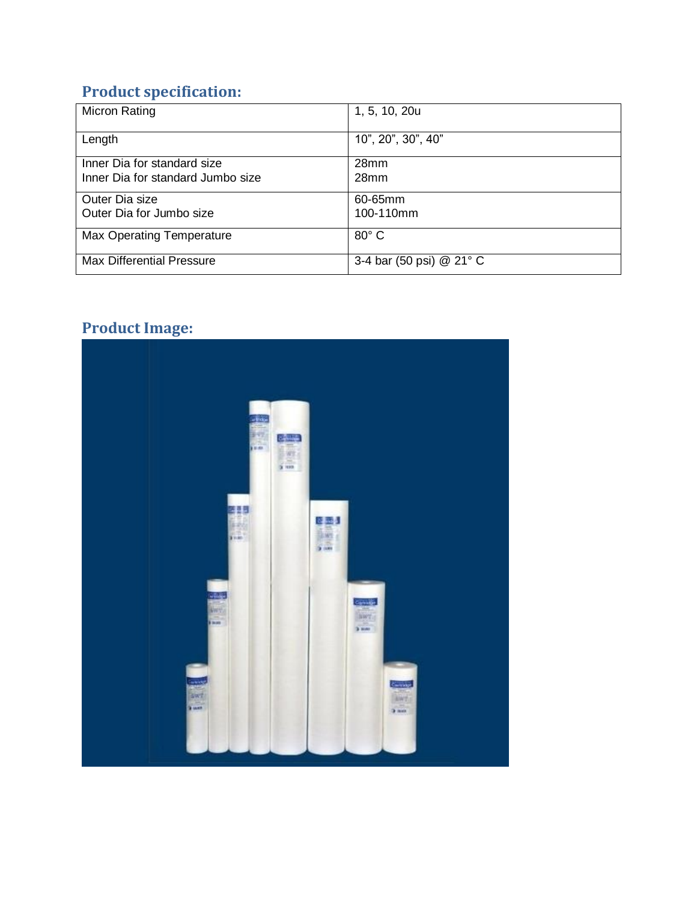## Product specification:

| Micron Rating | 1, 5, 10, 20u |
|---|---|
| Length | 10”, 20”, 30”, 40” |
| Inner Dia for standard size<br>Inner Dia for standard Jumbo size | 28mm<br>28mm |
| Outer Dia size<br>Outer Dia for Jumbo size | 60-65mm<br>100-110mm |
| Max Operating Temperature | 80° C |
| Max Differential Pressure | 3-4 bar (50 psi) @ 21° C |

## Product Image: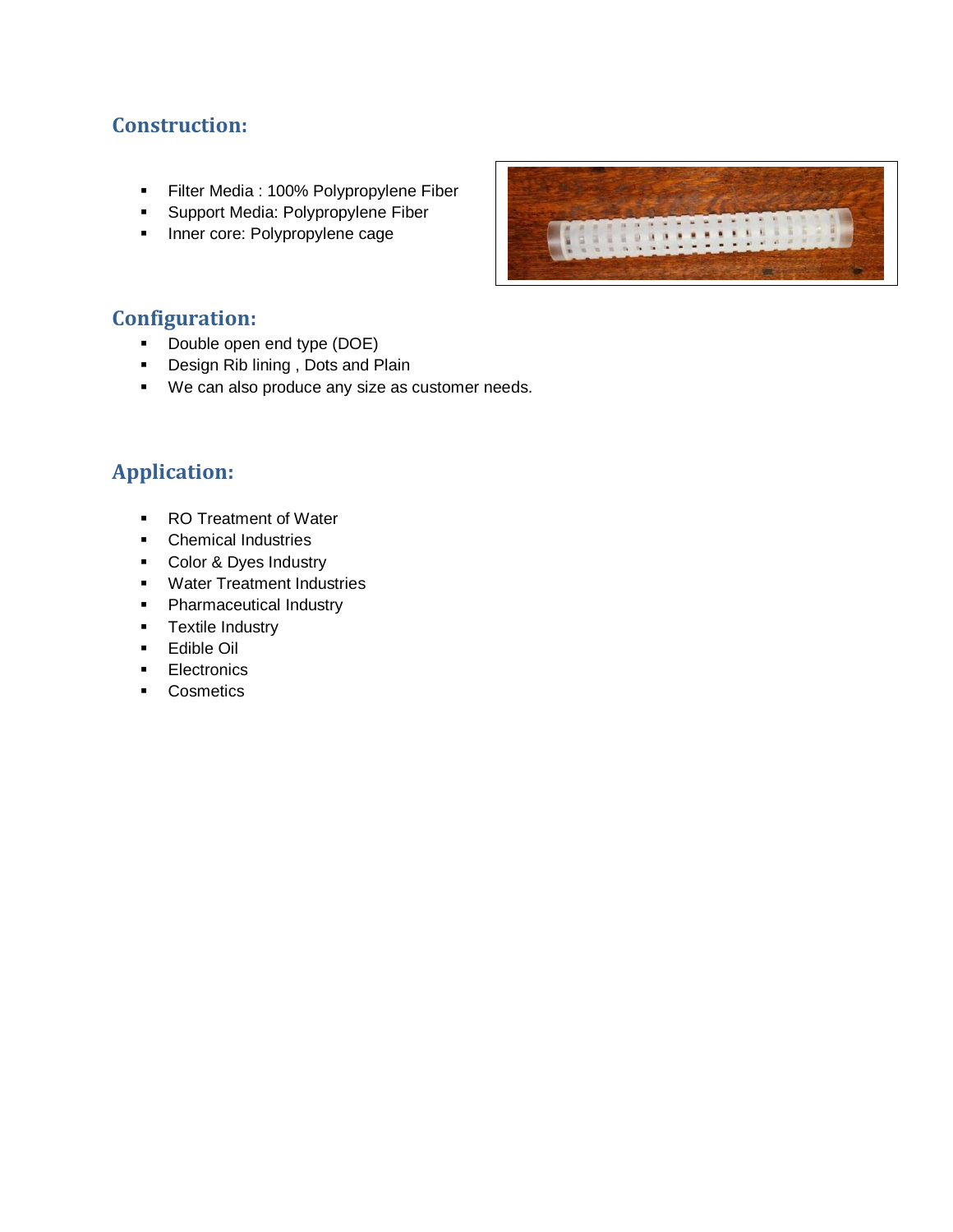## Construction:

- Filter Media : 100% Polypropylene Fiber
- Support Media: Polypropylene Fiber
- Inner core: Polypropylene cage

## Configuration:

- Double open end type (DOE)
- Design Rib lining , Dots and Plain
- We can also produce any size as customer needs.

## Application:

- RO Treatment of Water
- Chemical Industries
- Color & Dyes Industry
- Water Treatment Industries
- Pharmaceutical Industry
- Textile Industry
- Edible Oil
- Electronics
- Cosmetics